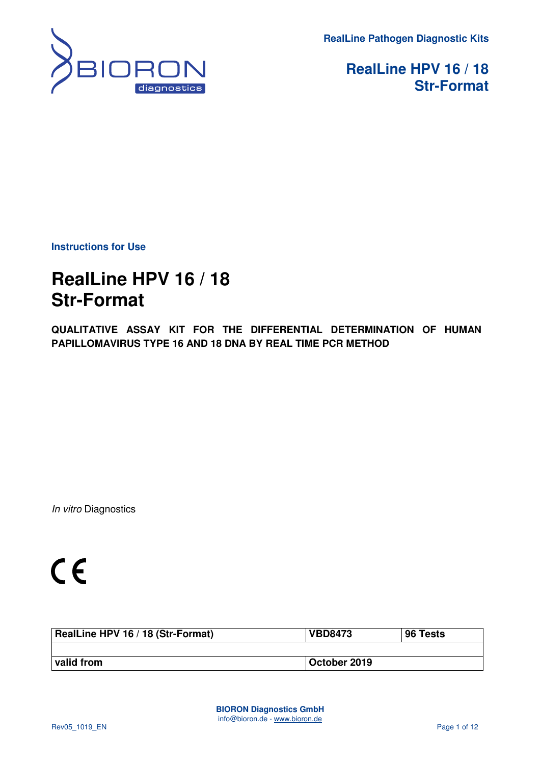RealLine Pathogen Diagnostic Kits

**RealLine HPV 16 / 18**
**Str-Format**

**Instructions for Use**

# RealLine HPV 16 / 18 Str-Format

**QUALITATIVE ASSAY KIT FOR THE DIFFERENTIAL DETERMINATION OF HUMAN PAPILLOMAVIRUS TYPE 16 AND 18 DNA BY REAL TIME PCR METHOD**

*In vitro* Diagnostics

CE

| RealLine HPV 16 / 18 (Str-Format) | VBD8473 | 96 Tests |
|---|---|---|
| | | |
| valid from | October 2019 | |

**BIORON Diagnostics GmbH**
info@bioron.de - www.bioron.de

Rev05_1019_EN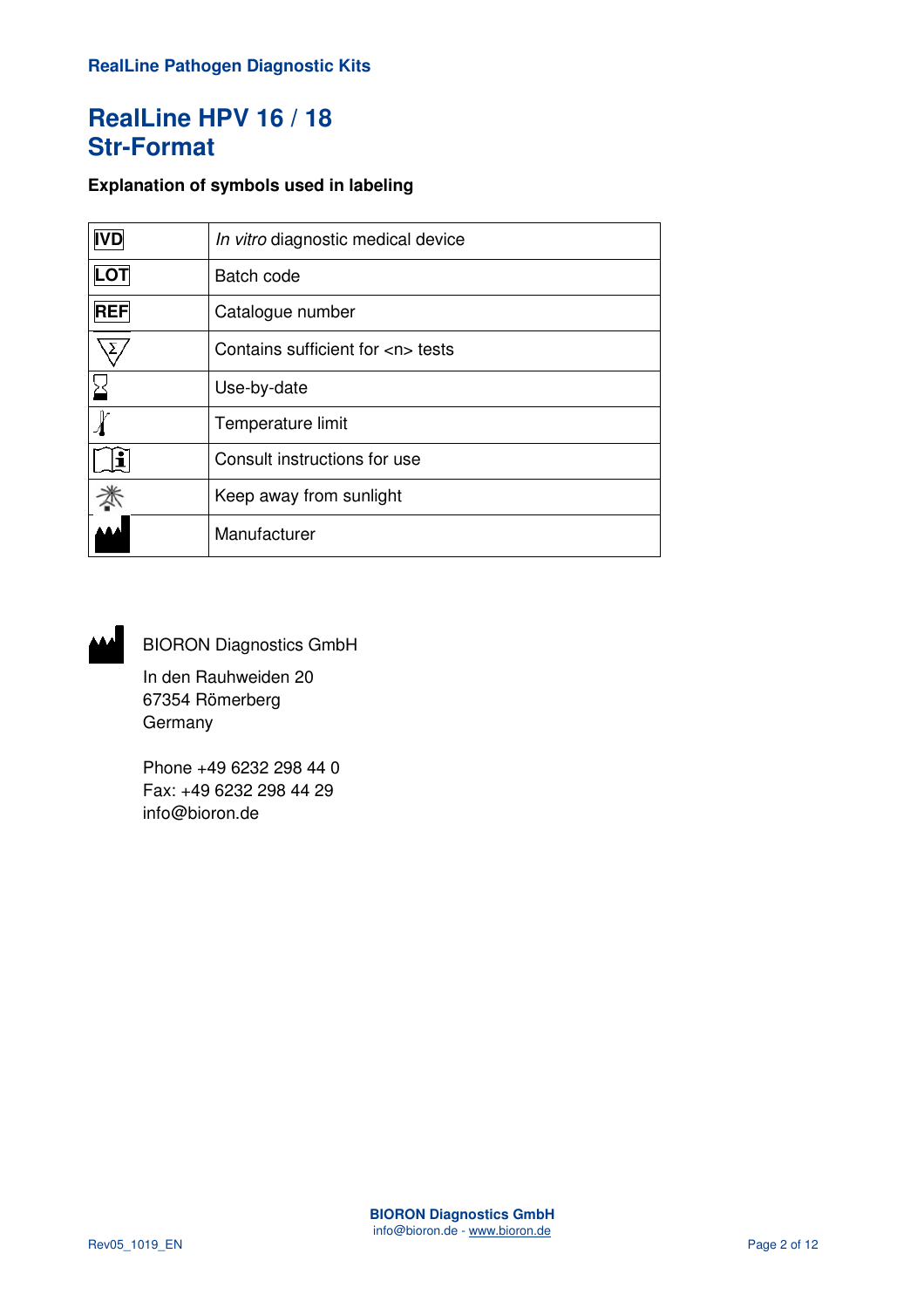**RealLine Pathogen Diagnostic Kits**

# RealLine HPV 16 / 18 Str-Format

**Explanation of symbols used in labeling**

| | |
|---|---|
| IVD | *In vitro* diagnostic medical device |
| LOT | Batch code |
| REF | Catalogue number |
| Σ | Contains sufficient for <n> tests |
| | Use-by-date |
| | Temperature limit |
| | Consult instructions for use |
| | Keep away from sunlight |
| | Manufacturer |

BIORON Diagnostics GmbH

In den Rauhweiden 20
67354 Römerberg
Germany

Phone +49 6232 298 44 0
Fax: +49 6232 298 44 29
info@bioron.de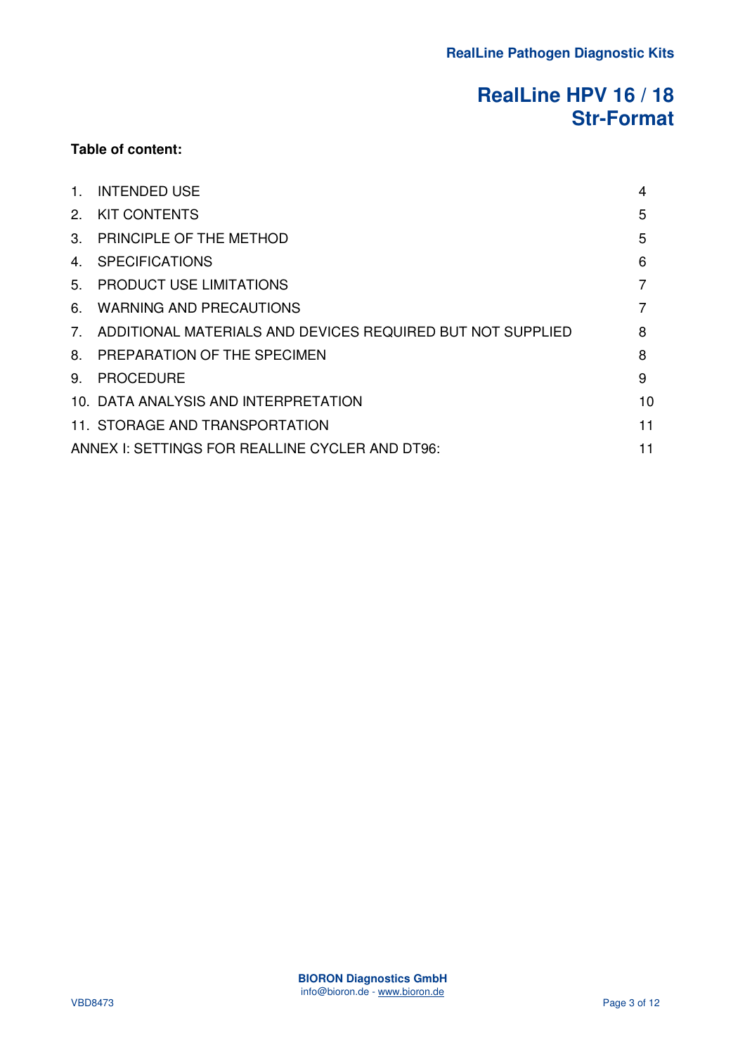# RealLine HPV 16 / 18
# Str-Format

**Table of content:**

| | | |
|---|---|---|
| 1. | INTENDED USE | 4 |
| 2. | KIT CONTENTS | 5 |
| 3. | PRINCIPLE OF THE METHOD | 5 |
| 4. | SPECIFICATIONS | 6 |
| 5. | PRODUCT USE LIMITATIONS | 7 |
| 6. | WARNING AND PRECAUTIONS | 7 |
| 7. | ADDITIONAL MATERIALS AND DEVICES REQUIRED BUT NOT SUPPLIED | 8 |
| 8. | PREPARATION OF THE SPECIMEN | 8 |
| 9. | PROCEDURE | 9 |
| 10. | DATA ANALYSIS AND INTERPRETATION | 10 |
| 11. | STORAGE AND TRANSPORTATION | 11 |
| | ANNEX I: SETTINGS FOR REALLINE CYCLER AND DT96: | 11 |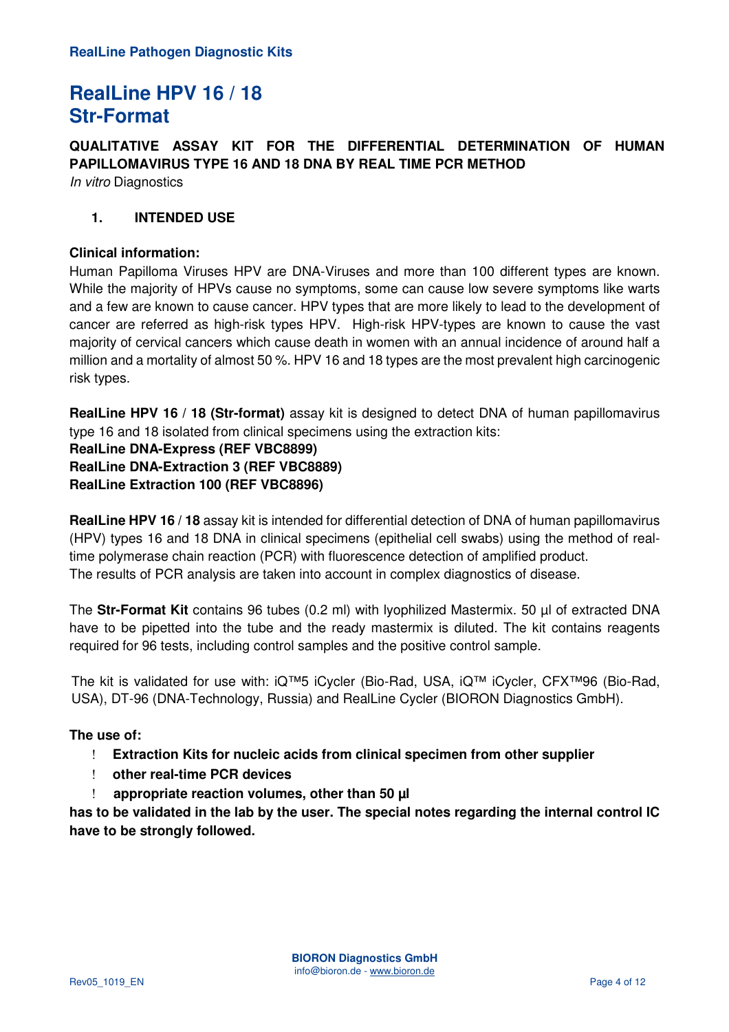RealLine Pathogen Diagnostic Kits

# RealLine HPV 16 / 18
# Str-Format

**QUALITATIVE ASSAY KIT FOR THE DIFFERENTIAL DETERMINATION OF HUMAN PAPILLOMAVIRUS TYPE 16 AND 18 DNA BY REAL TIME PCR METHOD**
*In vitro* Diagnostics

## 1. INTENDED USE

**Clinical information:**
Human Papilloma Viruses HPV are DNA-Viruses and more than 100 different types are known. While the majority of HPVs cause no symptoms, some can cause low severe symptoms like warts and a few are known to cause cancer. HPV types that are more likely to lead to the development of cancer are referred as high-risk types HPV. High-risk HPV-types are known to cause the vast majority of cervical cancers which cause death in women with an annual incidence of around half a million and a mortality of almost 50 %. HPV 16 and 18 types are the most prevalent high carcinogenic risk types.

**RealLine HPV 16 / 18 (Str-format)** assay kit is designed to detect DNA of human papillomavirus type 16 and 18 isolated from clinical specimens using the extraction kits:
**RealLine DNA-Express (REF VBC8899)**
**RealLine DNA-Extraction 3 (REF VBC8889)**
**RealLine Extraction 100 (REF VBC8896)**

**RealLine HPV 16 / 18** assay kit is intended for differential detection of DNA of human papillomavirus (HPV) types 16 and 18 DNA in clinical specimens (epithelial cell swabs) using the method of real-time polymerase chain reaction (PCR) with fluorescence detection of amplified product.
The results of PCR analysis are taken into account in complex diagnostics of disease.

The **Str-Format Kit** contains 96 tubes (0.2 ml) with lyophilized Mastermix. 50 µl of extracted DNA have to be pipetted into the tube and the ready mastermix is diluted. The kit contains reagents required for 96 tests, including control samples and the positive control sample.

The kit is validated for use with: iQ™5 iCycler (Bio-Rad, USA, iQ™ iCycler, CFX™96 (Bio-Rad, USA), DT-96 (DNA-Technology, Russia) and RealLine Cycler (BIORON Diagnostics GmbH).

**The use of:**

- **Extraction Kits for nucleic acids from clinical specimen from other supplier**
- **other real-time PCR devices**
- **appropriate reaction volumes, other than 50 µl**

**has to be validated in the lab by the user. The special notes regarding the internal control IC have to be strongly followed.**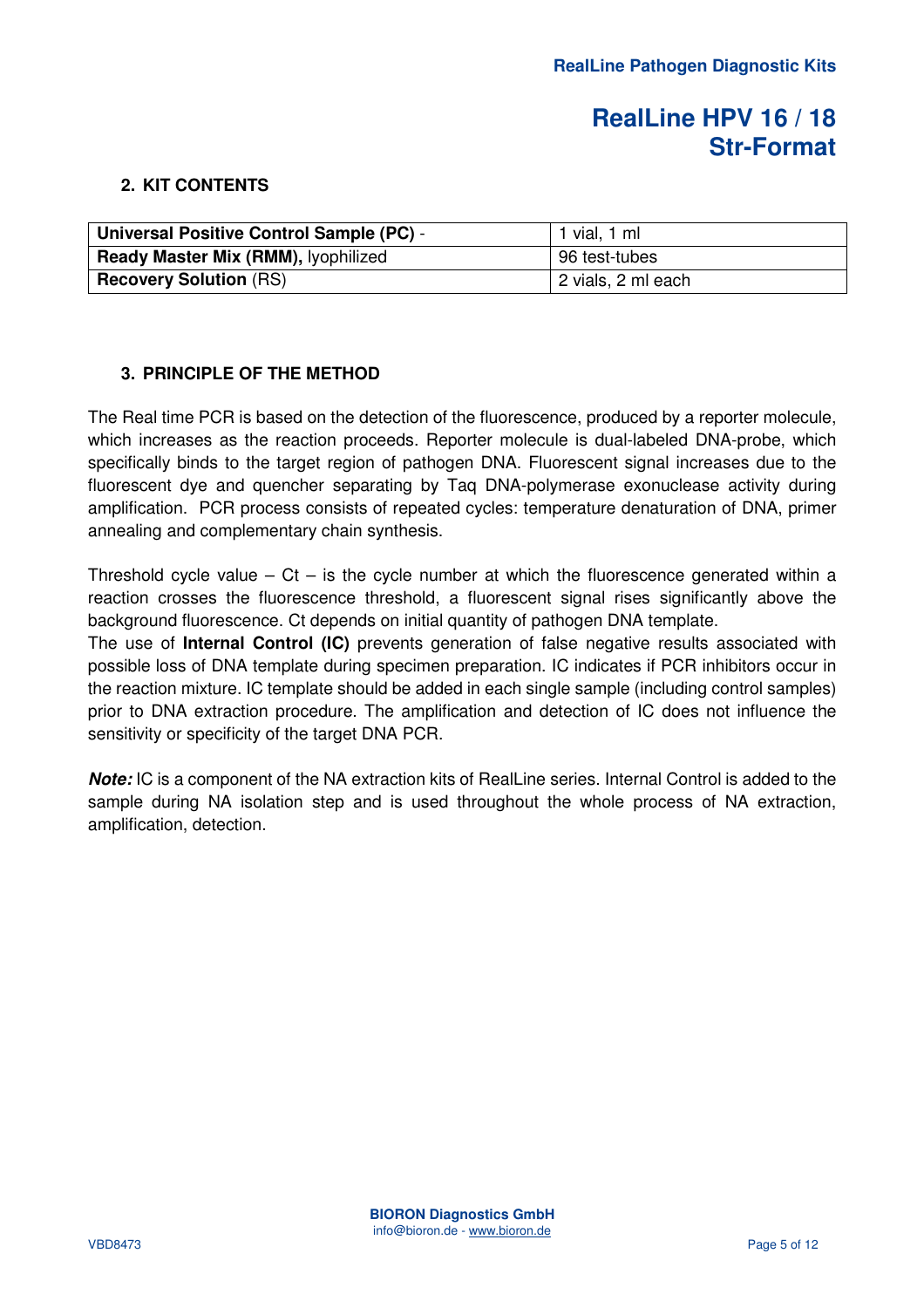## 2. KIT CONTENTS

| | |
|---|---|
| **Universal Positive Control Sample (PC)** - | 1 vial, 1 ml |
| **Ready Master Mix (RMM),** lyophilized | 96 test-tubes |
| **Recovery Solution** (RS) | 2 vials, 2 ml each |

## 3. PRINCIPLE OF THE METHOD

The Real time PCR is based on the detection of the fluorescence, produced by a reporter molecule, which increases as the reaction proceeds. Reporter molecule is dual-labeled DNA-probe, which specifically binds to the target region of pathogen DNA. Fluorescent signal increases due to the fluorescent dye and quencher separating by Taq DNA-polymerase exonuclease activity during amplification. PCR process consists of repeated cycles: temperature denaturation of DNA, primer annealing and complementary chain synthesis.

Threshold cycle value – Ct – is the cycle number at which the fluorescence generated within a reaction crosses the fluorescence threshold, a fluorescent signal rises significantly above the background fluorescence. Ct depends on initial quantity of pathogen DNA template.
The use of **Internal Control (IC)** prevents generation of false negative results associated with possible loss of DNA template during specimen preparation. IC indicates if PCR inhibitors occur in the reaction mixture. IC template should be added in each single sample (including control samples) prior to DNA extraction procedure. The amplification and detection of IC does not influence the sensitivity or specificity of the target DNA PCR.

***Note:*** IC is a component of the NA extraction kits of RealLine series. Internal Control is added to the sample during NA isolation step and is used throughout the whole process of NA extraction, amplification, detection.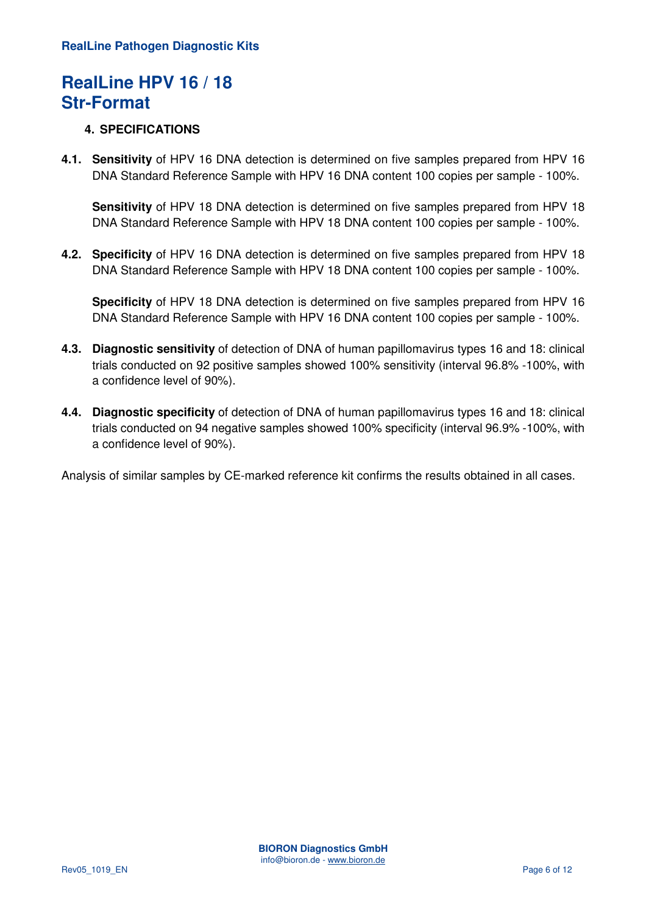# RealLine HPV 16 / 18 Str-Format

## 4. SPECIFICATIONS

**4.1.** **Sensitivity** of HPV 16 DNA detection is determined on five samples prepared from HPV 16 DNA Standard Reference Sample with HPV 16 DNA content 100 copies per sample - 100%.

**Sensitivity** of HPV 18 DNA detection is determined on five samples prepared from HPV 18 DNA Standard Reference Sample with HPV 18 DNA content 100 copies per sample - 100%.

**4.2.** **Specificity** of HPV 16 DNA detection is determined on five samples prepared from HPV 18 DNA Standard Reference Sample with HPV 18 DNA content 100 copies per sample - 100%.

**Specificity** of HPV 18 DNA detection is determined on five samples prepared from HPV 16 DNA Standard Reference Sample with HPV 16 DNA content 100 copies per sample - 100%.

**4.3.** **Diagnostic sensitivity** of detection of DNA of human papillomavirus types 16 and 18: clinical trials conducted on 92 positive samples showed 100% sensitivity (interval 96.8% -100%, with a confidence level of 90%).

**4.4.** **Diagnostic specificity** of detection of DNA of human papillomavirus types 16 and 18: clinical trials conducted on 94 negative samples showed 100% specificity (interval 96.9% -100%, with a confidence level of 90%).

Analysis of similar samples by CE-marked reference kit confirms the results obtained in all cases.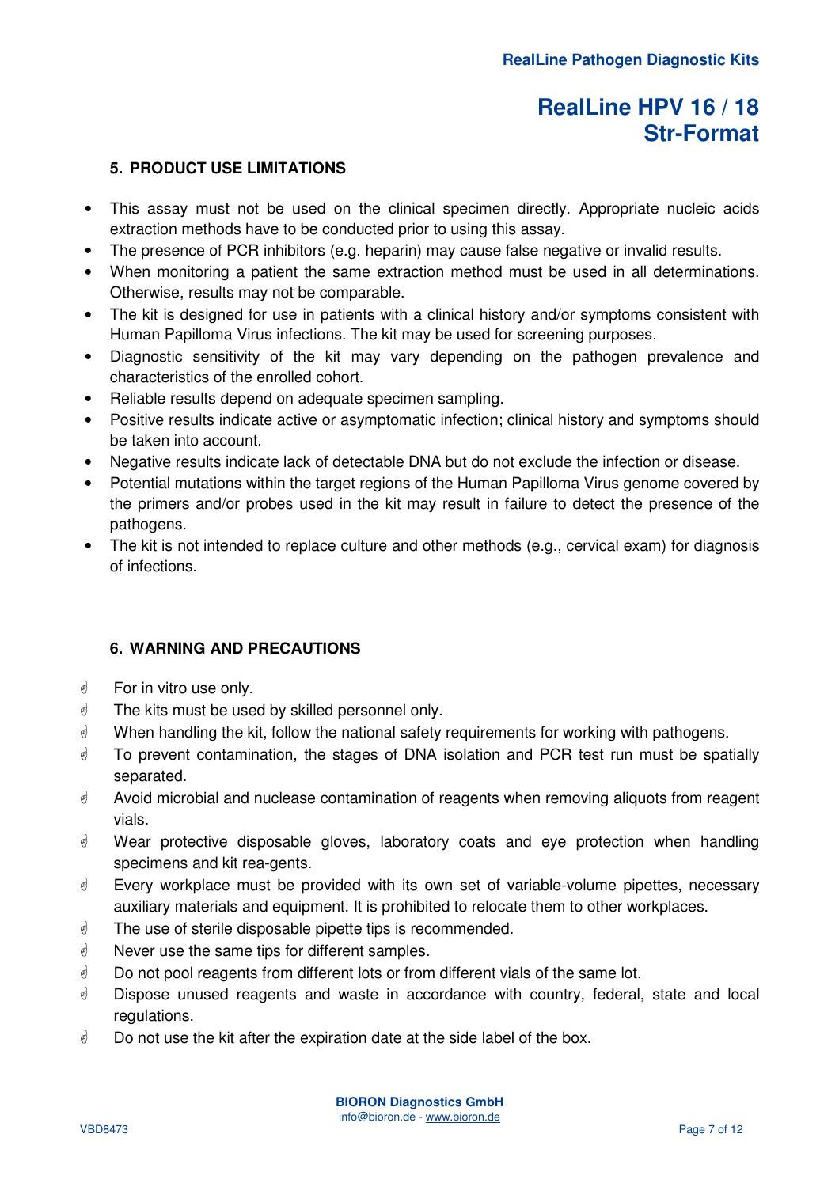## 5. PRODUCT USE LIMITATIONS

- This assay must not be used on the clinical specimen directly. Appropriate nucleic acids extraction methods have to be conducted prior to using this assay.
- The presence of PCR inhibitors (e.g. heparin) may cause false negative or invalid results.
- When monitoring a patient the same extraction method must be used in all determinations. Otherwise, results may not be comparable.
- The kit is designed for use in patients with a clinical history and/or symptoms consistent with Human Papilloma Virus infections. The kit may be used for screening purposes.
- Diagnostic sensitivity of the kit may vary depending on the pathogen prevalence and characteristics of the enrolled cohort.
- Reliable results depend on adequate specimen sampling.
- Positive results indicate active or asymptomatic infection; clinical history and symptoms should be taken into account.
- Negative results indicate lack of detectable DNA but do not exclude the infection or disease.
- Potential mutations within the target regions of the Human Papilloma Virus genome covered by the primers and/or probes used in the kit may result in failure to detect the presence of the pathogens.
- The kit is not intended to replace culture and other methods (e.g., cervical exam) for diagnosis of infections.

## 6. WARNING AND PRECAUTIONS

- For in vitro use only.
- The kits must be used by skilled personnel only.
- When handling the kit, follow the national safety requirements for working with pathogens.
- To prevent contamination, the stages of DNA isolation and PCR test run must be spatially separated.
- Avoid microbial and nuclease contamination of reagents when removing aliquots from reagent vials.
- Wear protective disposable gloves, laboratory coats and eye protection when handling specimens and kit rea-gents.
- Every workplace must be provided with its own set of variable-volume pipettes, necessary auxiliary materials and equipment. It is prohibited to relocate them to other workplaces.
- The use of sterile disposable pipette tips is recommended.
- Never use the same tips for different samples.
- Do not pool reagents from different lots or from different vials of the same lot.
- Dispose unused reagents and waste in accordance with country, federal, state and local regulations.
- Do not use the kit after the expiration date at the side label of the box.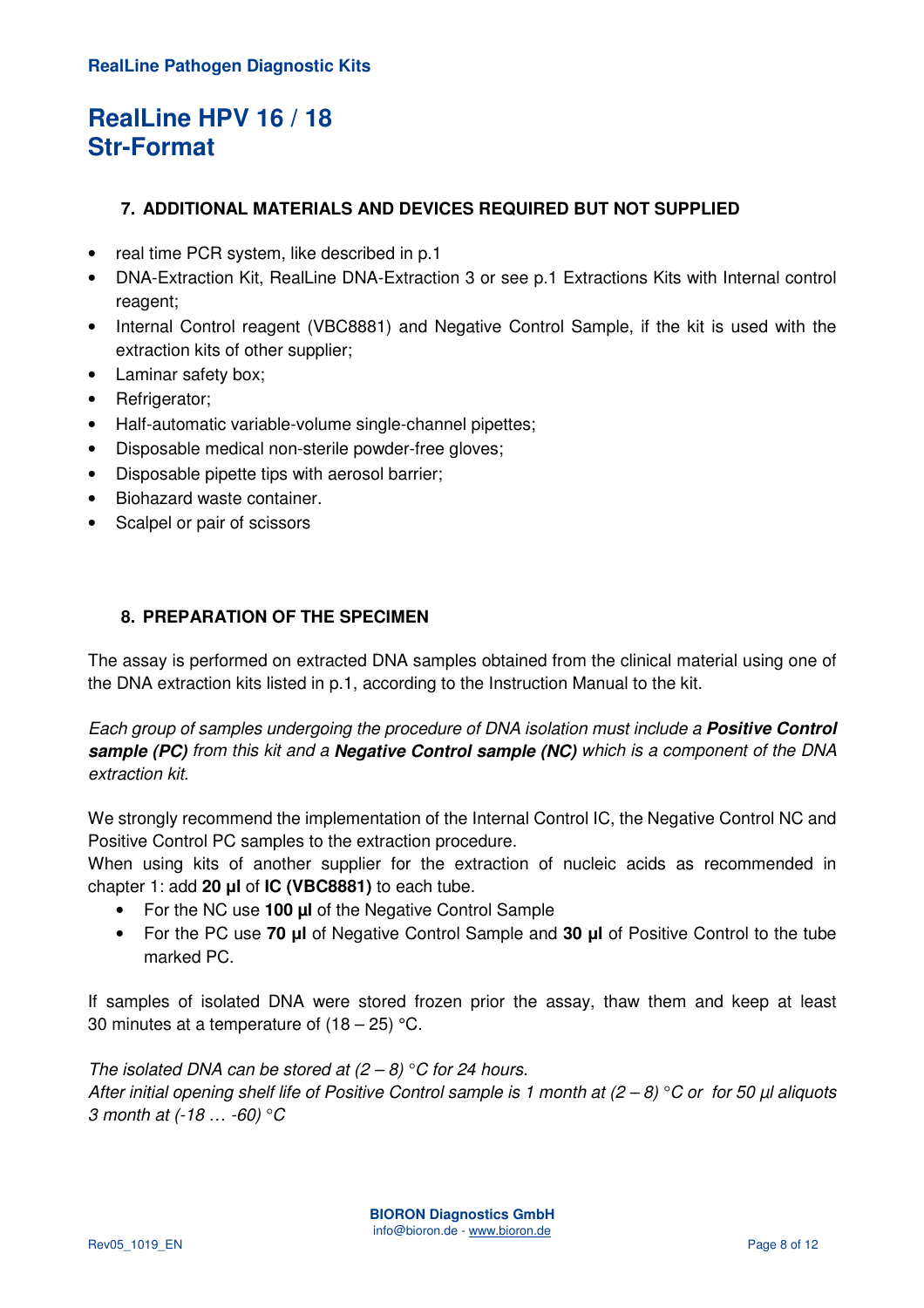## 7. ADDITIONAL MATERIALS AND DEVICES REQUIRED BUT NOT SUPPLIED

- real time PCR system, like described in p.1
- DNA-Extraction Kit, RealLine DNA-Extraction 3 or see p.1 Extractions Kits with Internal control reagent;
- Internal Control reagent (VBC8881) and Negative Control Sample, if the kit is used with the extraction kits of other supplier;
- Laminar safety box;
- Refrigerator;
- Half-automatic variable-volume single-channel pipettes;
- Disposable medical non-sterile powder-free gloves;
- Disposable pipette tips with aerosol barrier;
- Biohazard waste container.
- Scalpel or pair of scissors

## 8. PREPARATION OF THE SPECIMEN

The assay is performed on extracted DNA samples obtained from the clinical material using one of the DNA extraction kits listed in p.1, according to the Instruction Manual to the kit.

*Each group of samples undergoing the procedure of DNA isolation must include a **Positive Control sample (PC)** from this kit and a **Negative Control sample (NC)** which is a component of the DNA extraction kit.*

We strongly recommend the implementation of the Internal Control IC, the Negative Control NC and Positive Control PC samples to the extraction procedure.
When using kits of another supplier for the extraction of nucleic acids as recommended in chapter 1: add **20 µl** of **IC (VBC8881)** to each tube.

- For the NC use **100 µl** of the Negative Control Sample
- For the PC use **70 µl** of Negative Control Sample and **30 µl** of Positive Control to the tube marked PC.

If samples of isolated DNA were stored frozen prior the assay, thaw them and keep at least 30 minutes at a temperature of (18 – 25) °C.

*The isolated DNA can be stored at (2 – 8) °C for 24 hours.*
*After initial opening shelf life of Positive Control sample is 1 month at (2 – 8) °C or for 50 µl aliquots 3 month at (-18 … -60) °C*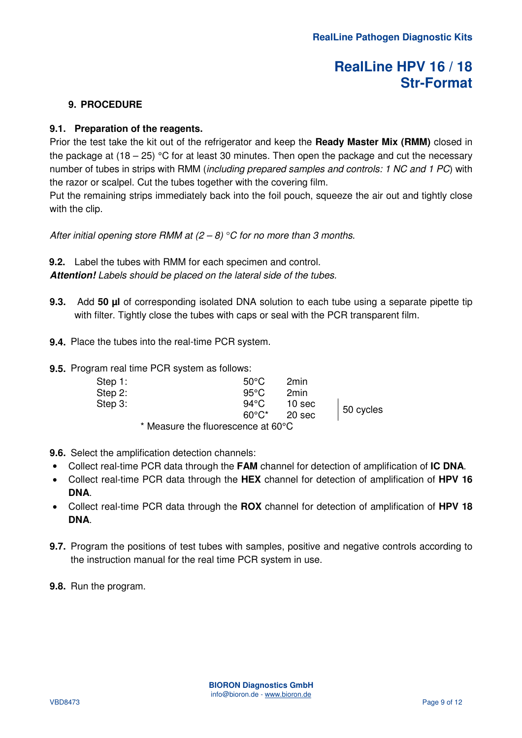## 9. PROCEDURE

### 9.1. Preparation of the reagents.

Prior the test take the kit out of the refrigerator and keep the **Ready Master Mix (RMM)** closed in the package at (18 – 25) °C for at least 30 minutes. Then open the package and cut the necessary number of tubes in strips with RMM (*including prepared samples and controls: 1 NC and 1 PC*) with the razor or scalpel. Cut the tubes together with the covering film.

Put the remaining strips immediately back into the foil pouch, squeeze the air out and tightly close with the clip.

*After initial opening store RMM at (2 – 8) °C for no more than 3 months*.

**9.2.** Label the tubes with RMM for each specimen and control.

***Attention!*** *Labels should be placed on the lateral side of the tubes.*

**9.3.** Add **50 µl** of corresponding isolated DNA solution to each tube using a separate pipette tip with filter. Tightly close the tubes with caps or seal with the PCR transparent film.

**9.4.** Place the tubes into the real-time PCR system.

**9.5.** Program real time PCR system as follows:

| Step | Temperature | Time | |
|---|---|---|---|
| Step 1: | 50°C | 2min | |
| Step 2: | 95°C | 2min | |
| Step 3: | 94°C | 10 sec | 50 cycles |
| | 60°C* | 20 sec | |

\* Measure the fluorescence at 60°C

**9.6.** Select the amplification detection channels:

- Collect real-time PCR data through the **FAM** channel for detection of amplification of **IC DNA**.
- Collect real-time PCR data through the **HEX** channel for detection of amplification of **HPV 16 DNA**.
- Collect real-time PCR data through the **ROX** channel for detection of amplification of **HPV 18 DNA**.

**9.7.** Program the positions of test tubes with samples, positive and negative controls according to the instruction manual for the real time PCR system in use.

**9.8.** Run the program.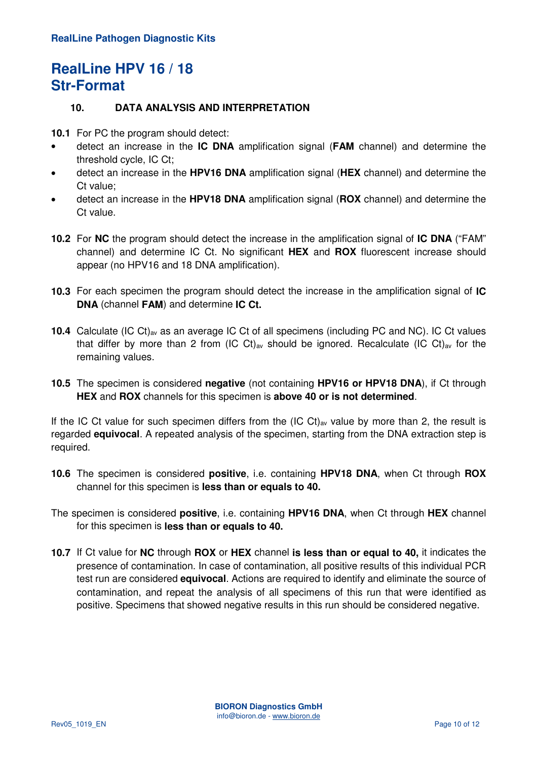**RealLine Pathogen Diagnostic Kits**

# RealLine HPV 16 / 18 Str-Format

## 10. DATA ANALYSIS AND INTERPRETATION

**10.1** For PC the program should detect:

- detect an increase in the **IC DNA** amplification signal (**FAM** channel) and determine the threshold cycle, IC Ct;
- detect an increase in the **HPV16 DNA** amplification signal (**HEX** channel) and determine the Ct value;
- detect an increase in the **HPV18 DNA** amplification signal (**ROX** channel) and determine the Ct value.

**10.2** For **NC** the program should detect the increase in the amplification signal of **IC DNA** ("FAM" channel) and determine IC Ct. No significant **HEX** and **ROX** fluorescent increase should appear (no HPV16 and 18 DNA amplification).

**10.3** For each specimen the program should detect the increase in the amplification signal of **IC DNA** (channel **FAM**) and determine **IC Ct.**

**10.4** Calculate $(IC\ Ct)_{av}$ as an average IC Ct of all specimens (including PC and NC). IC Ct values that differ by more than 2 from $(IC\ Ct)_{av}$ should be ignored. Recalculate $(IC\ Ct)_{av}$ for the remaining values.

**10.5** The specimen is considered **negative** (not containing **HPV16 or HPV18 DNA**), if Ct through **HEX** and **ROX** channels for this specimen is **above 40 or is not determined**.

If the IC Ct value for such specimen differs from the $(IC\ Ct)_{av}$ value by more than 2, the result is regarded **equivocal**. A repeated analysis of the specimen, starting from the DNA extraction step is required.

**10.6** The specimen is considered **positive**, i.e. containing **HPV18 DNA**, when Ct through **ROX** channel for this specimen is **less than or equals to 40.**

The specimen is considered **positive**, i.e. containing **HPV16 DNA**, when Ct through **HEX** channel for this specimen is **less than or equals to 40.**

**10.7** If Ct value for **NC** through **ROX** or **HEX** channel **is less than or equal to 40,** it indicates the presence of contamination. In case of contamination, all positive results of this individual PCR test run are considered **equivocal**. Actions are required to identify and eliminate the source of contamination, and repeat the analysis of all specimens of this run that were identified as positive. Specimens that showed negative results in this run should be considered negative.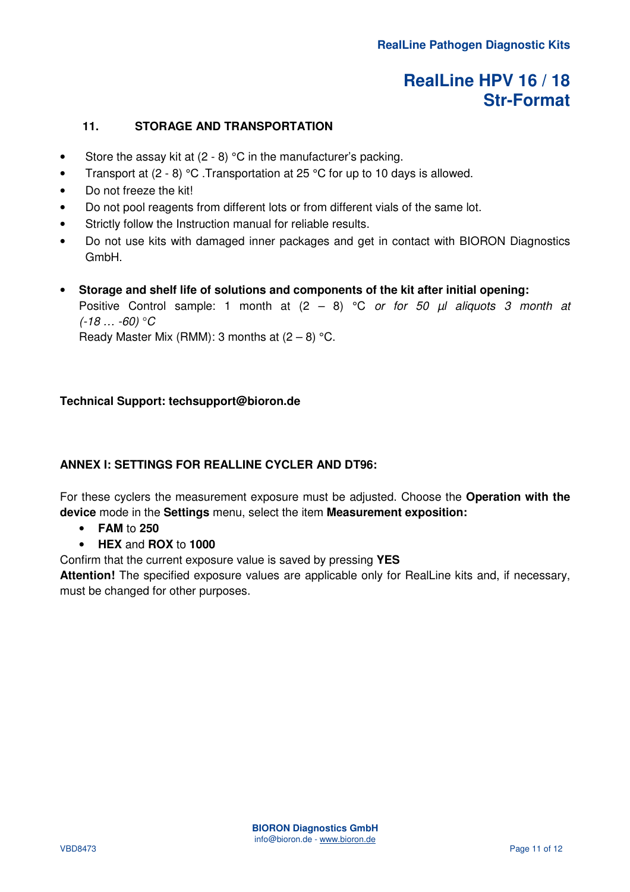### 11. STORAGE AND TRANSPORTATION

- Store the assay kit at (2 - 8) °C in the manufacturer's packing.
- Transport at (2 - 8) °C .Transportation at 25 °C for up to 10 days is allowed.
- Do not freeze the kit!
- Do not pool reagents from different lots or from different vials of the same lot.
- Strictly follow the Instruction manual for reliable results.
- Do not use kits with damaged inner packages and get in contact with BIORON Diagnostics GmbH.

- **Storage and shelf life of solutions and components of the kit after initial opening:**
  Positive Control sample: 1 month at (2 – 8) °C *or for 50 µl aliquots 3 month at (-18 … -60) °C*
  Ready Master Mix (RMM): 3 months at (2 – 8) °C.

**Technical Support: techsupport@bioron.de**

**ANNEX I: SETTINGS FOR REALLINE CYCLER AND DT96:**

For these cyclers the measurement exposure must be adjusted. Choose the **Operation with the device** mode in the **Settings** menu, select the item **Measurement exposition:**

- **FAM** to **250**
- **HEX** and **ROX** to **1000**

Confirm that the current exposure value is saved by pressing **YES**

**Attention!** The specified exposure values are applicable only for RealLine kits and, if necessary, must be changed for other purposes.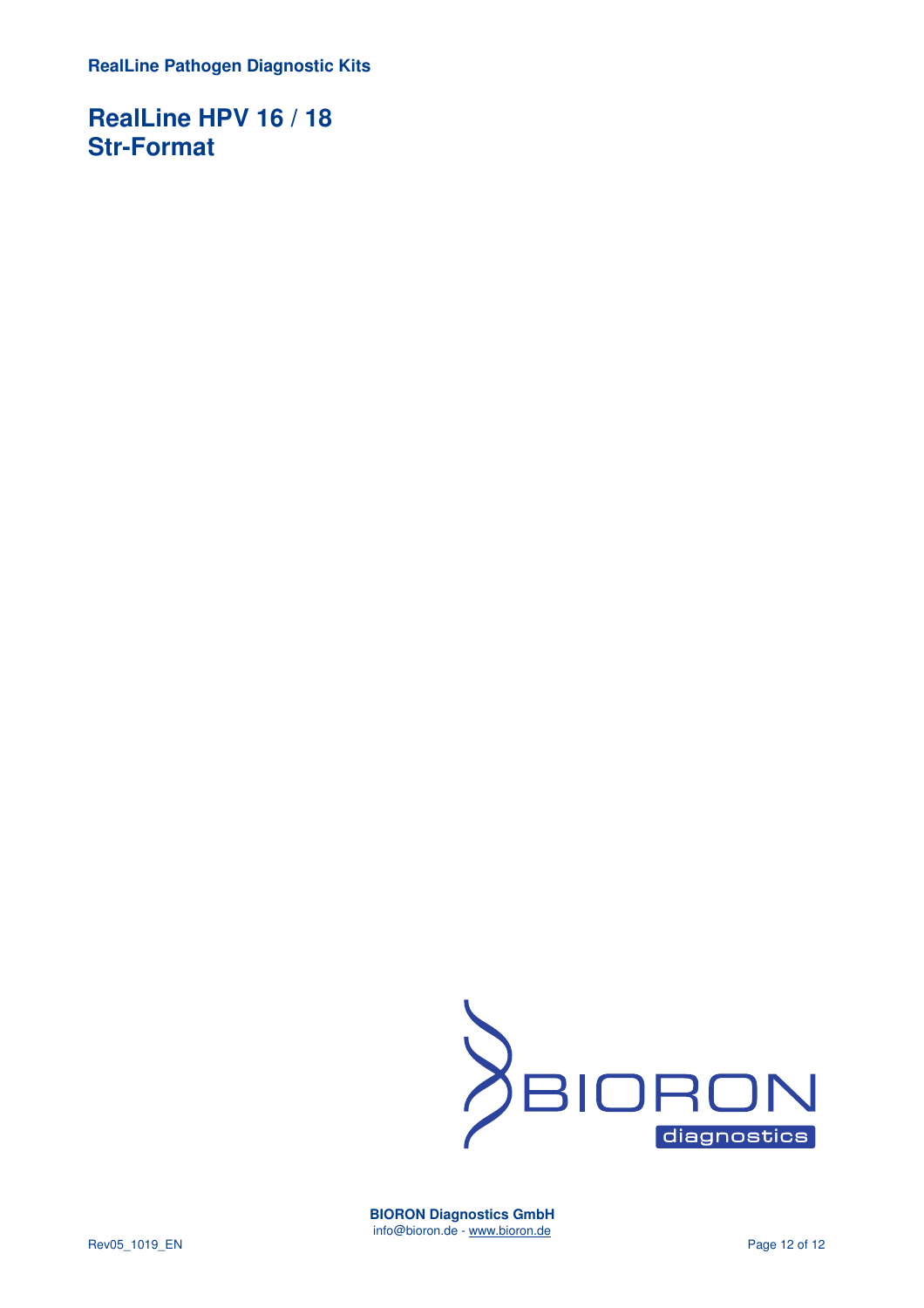**RealLine Pathogen Diagnostic Kits**

# RealLine HPV 16 / 18
# Str-Format

**BIORON Diagnostics GmbH**
info@bioron.de - www.bioron.de

Rev05_1019_EN